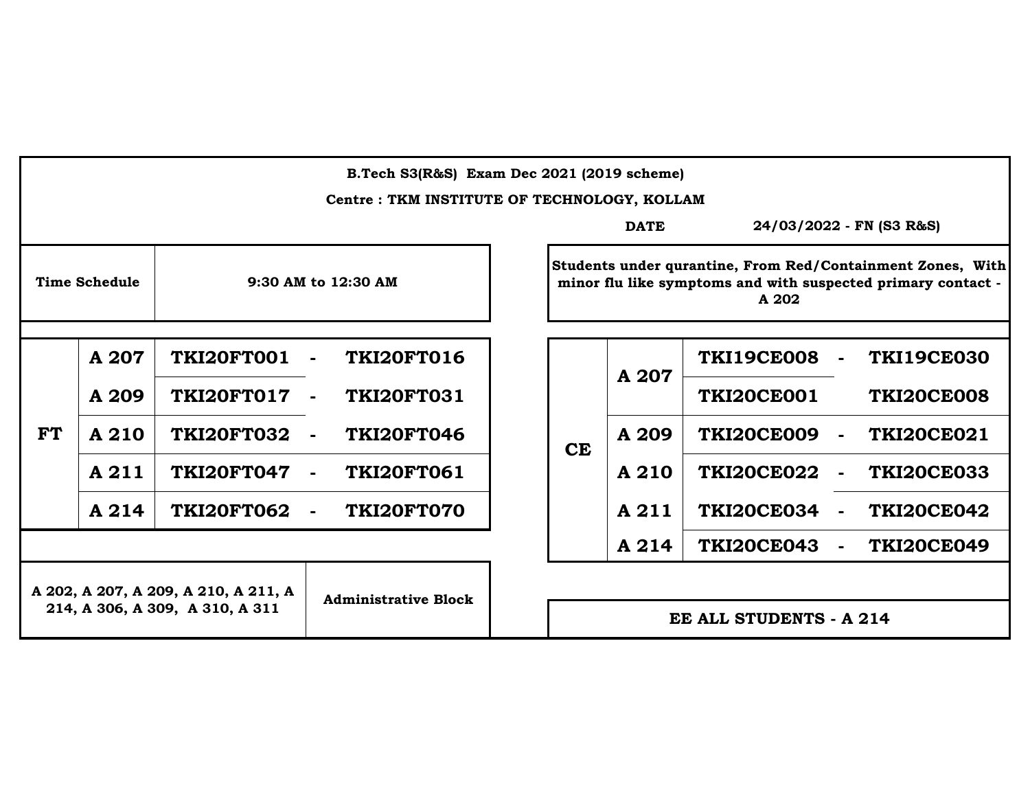**B.Tech S3(R&S) Exam Dec 2021 (2019 scheme)**

**Centre : TKM INSTITUTE OF TECHNOLOGY, KOLLAM**

**DATE** 24/03/2022 - FN (S3 R&S)

| Time Schedule | 9:30 AM to 12:30 AM |
|---|---|

**Students under qurantine, From Red/Containment Zones, With minor flu like symptoms and with suspected primary contact - A 202**

| Branch | Room | From | | To |
|---|---|---|---|---|
| FT | A 207 | TKI20FT001 | - | TKI20FT016 |
| | A 209 | TKI20FT017 | - | TKI20FT031 |
| | A 210 | TKI20FT032 | - | TKI20FT046 |
| | A 211 | TKI20FT047 | - | TKI20FT061 |
| | A 214 | TKI20FT062 | - | TKI20FT070 |

| Branch | Room | From | | To |
|---|---|---|---|---|
| CE | A 207 | TKI19CE008 | - | TKI19CE030 |
| | | TKI20CE001 | | TKI20CE008 |
| | A 209 | TKI20CE009 | - | TKI20CE021 |
| | A 210 | TKI20CE022 | - | TKI20CE033 |
| | A 211 | TKI20CE034 | - | TKI20CE042 |
| | A 214 | TKI20CE043 | - | TKI20CE049 |

| A 202, A 207, A 209, A 210, A 211, A 214, A 306, A 309, A 310, A 311 | Administrative Block |
|---|---|

**EE ALL STUDENTS - A 214**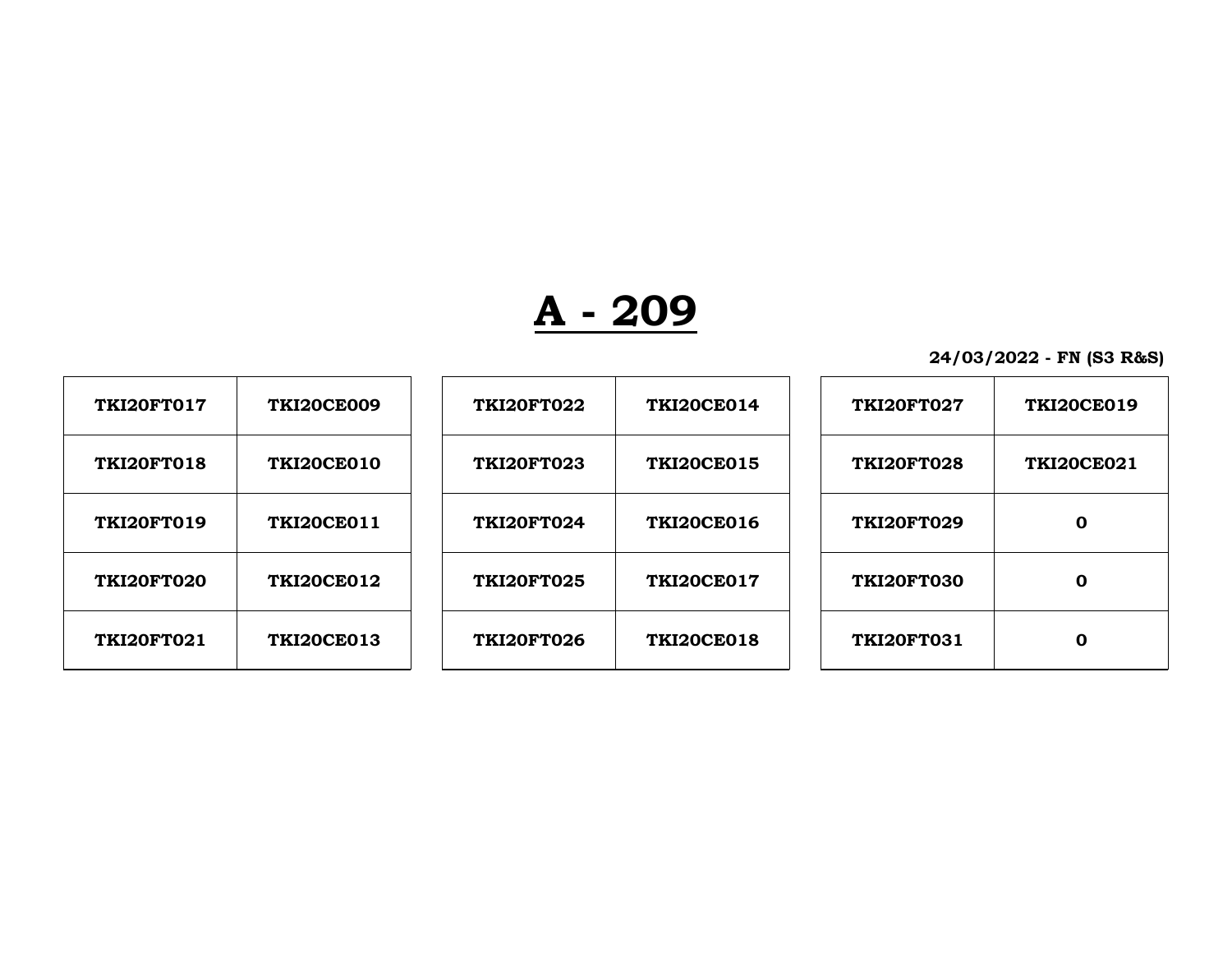# A - 209

**24/03/2022 - FN (S3 R&S)**

| | |
|---|---|
| TKI20FT017 | TKI20CE009 |
| TKI20FT018 | TKI20CE010 |
| TKI20FT019 | TKI20CE011 |
| TKI20FT020 | TKI20CE012 |
| TKI20FT021 | TKI20CE013 |

| | |
|---|---|
| TKI20FT022 | TKI20CE014 |
| TKI20FT023 | TKI20CE015 |
| TKI20FT024 | TKI20CE016 |
| TKI20FT025 | TKI20CE017 |
| TKI20FT026 | TKI20CE018 |

| | |
|---|---|
| TKI20FT027 | TKI20CE019 |
| TKI20FT028 | TKI20CE021 |
| TKI20FT029 | 0 |
| TKI20FT030 | 0 |
| TKI20FT031 | 0 |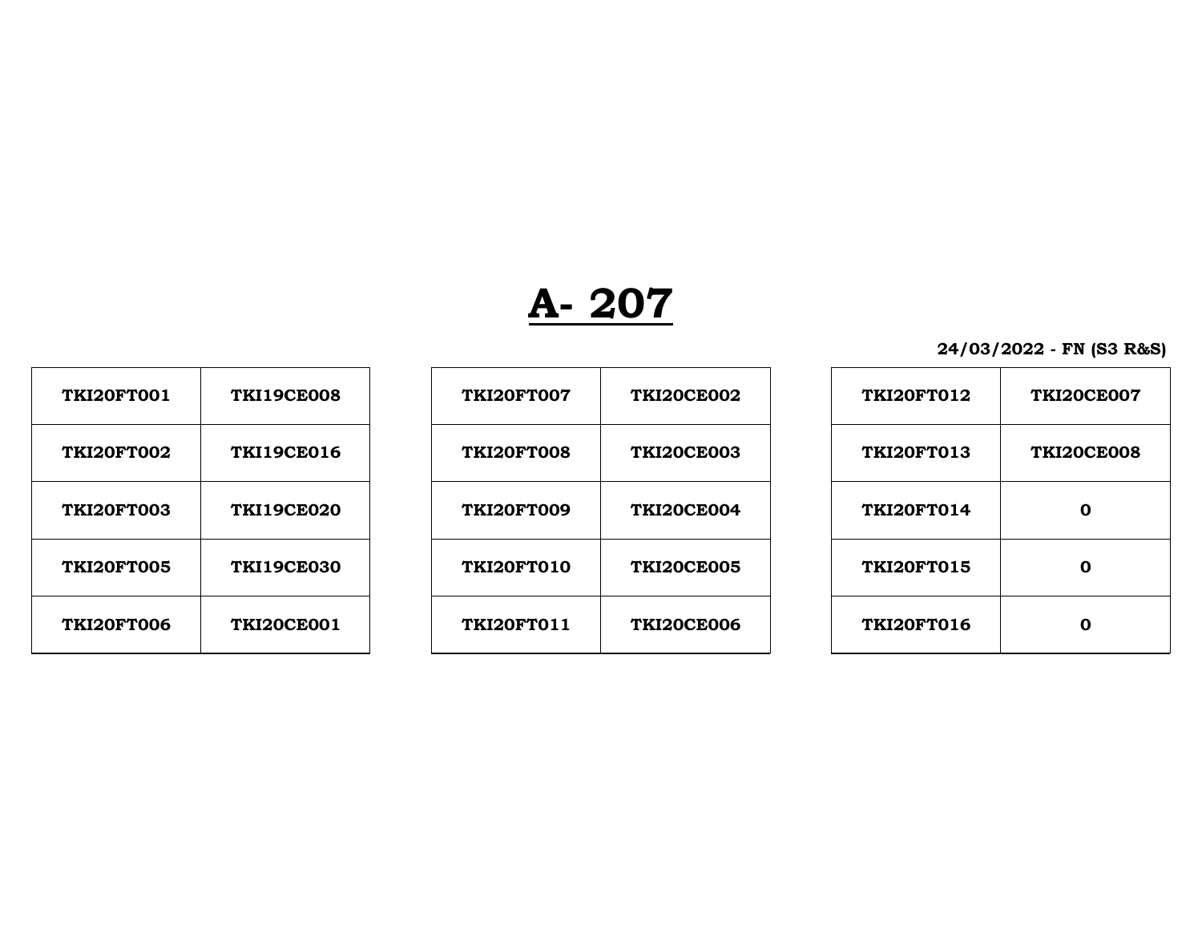# A- 207

**24/03/2022 - FN (S3 R&S)**

| | |
|---|---|
| TKI20FT001 | TKI19CE008 |
| TKI20FT002 | TKI19CE016 |
| TKI20FT003 | TKI19CE020 |
| TKI20FT005 | TKI19CE030 |
| TKI20FT006 | TKI20CE001 |

| | |
|---|---|
| TKI20FT007 | TKI20CE002 |
| TKI20FT008 | TKI20CE003 |
| TKI20FT009 | TKI20CE004 |
| TKI20FT010 | TKI20CE005 |
| TKI20FT011 | TKI20CE006 |

| | |
|---|---|
| TKI20FT012 | TKI20CE007 |
| TKI20FT013 | TKI20CE008 |
| TKI20FT014 | 0 |
| TKI20FT015 | 0 |
| TKI20FT016 | 0 |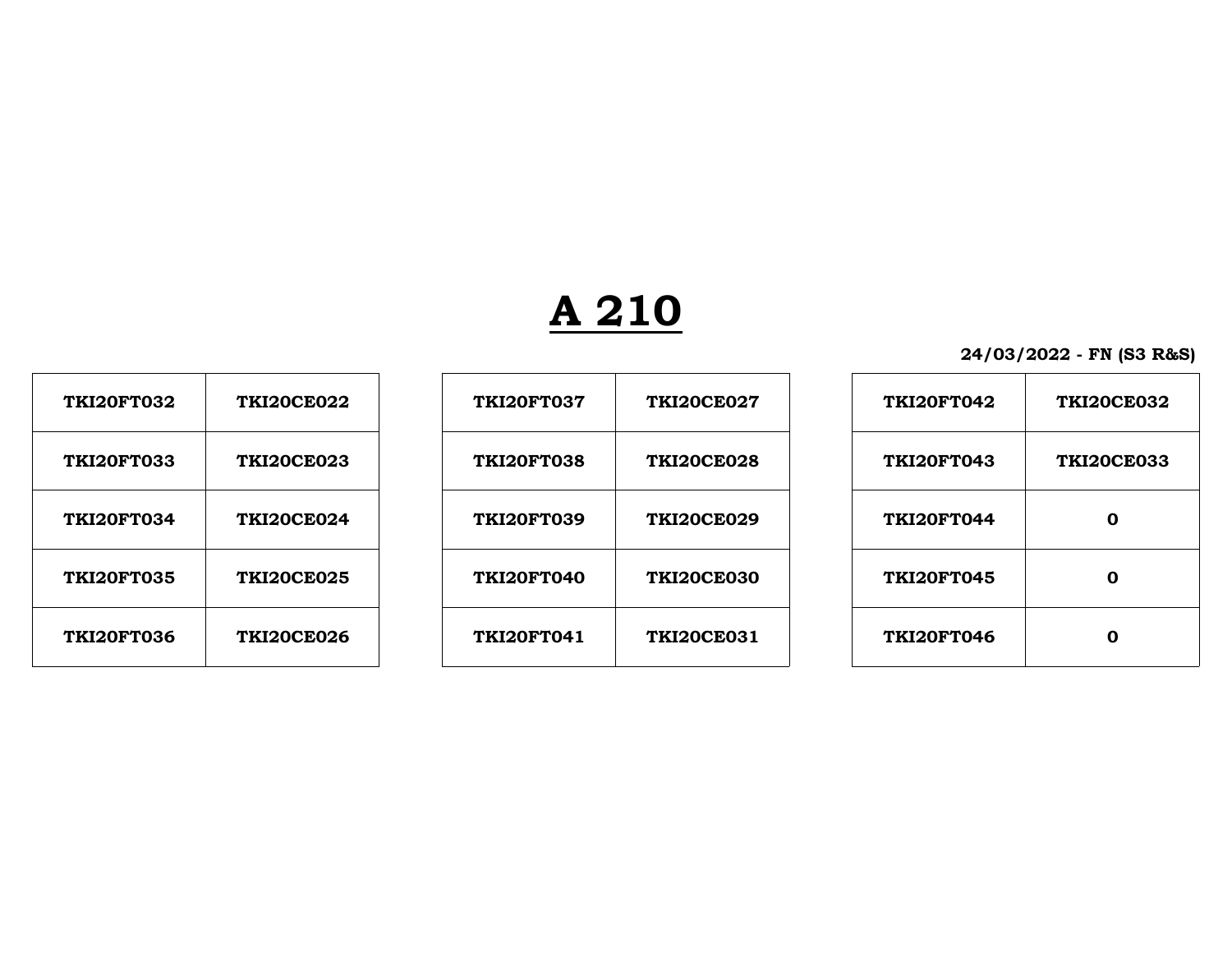# A 210

**24/03/2022 - FN (S3 R&S)**

| | |
|---|---|
| TKI20FT032 | TKI20CE022 |
| TKI20FT033 | TKI20CE023 |
| TKI20FT034 | TKI20CE024 |
| TKI20FT035 | TKI20CE025 |
| TKI20FT036 | TKI20CE026 |

| | |
|---|---|
| TKI20FT037 | TKI20CE027 |
| TKI20FT038 | TKI20CE028 |
| TKI20FT039 | TKI20CE029 |
| TKI20FT040 | TKI20CE030 |
| TKI20FT041 | TKI20CE031 |

| | |
|---|---|
| TKI20FT042 | TKI20CE032 |
| TKI20FT043 | TKI20CE033 |
| TKI20FT044 | 0 |
| TKI20FT045 | 0 |
| TKI20FT046 | 0 |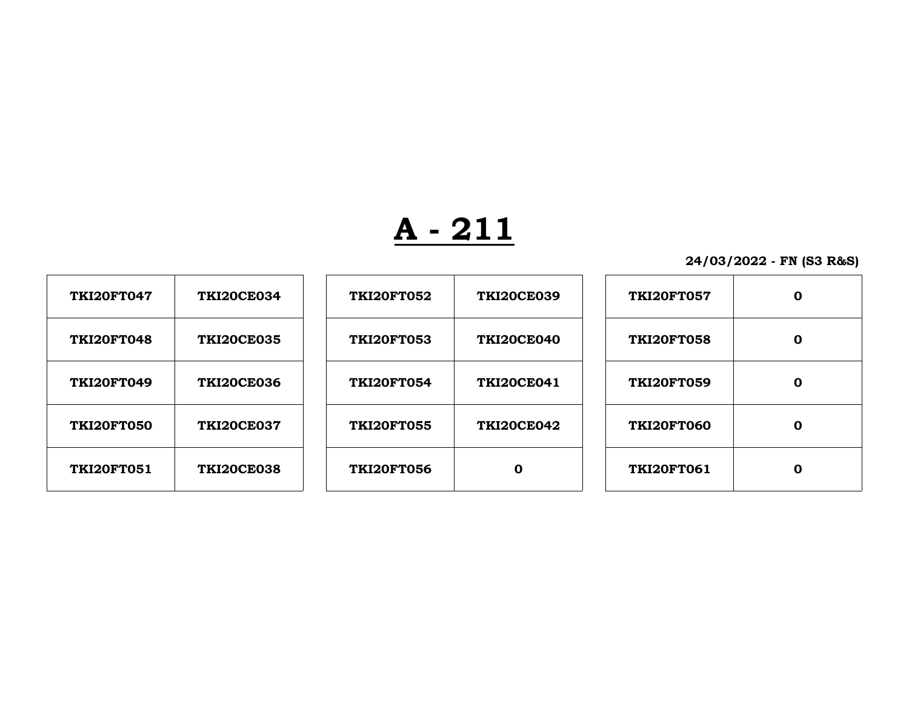# A - 211

**24/03/2022 - FN (S3 R&S)**

| | |
|---|---|
| TKI20FT047 | TKI20CE034 |
| TKI20FT048 | TKI20CE035 |
| TKI20FT049 | TKI20CE036 |
| TKI20FT050 | TKI20CE037 |
| TKI20FT051 | TKI20CE038 |

| | |
|---|---|
| TKI20FT052 | TKI20CE039 |
| TKI20FT053 | TKI20CE040 |
| TKI20FT054 | TKI20CE041 |
| TKI20FT055 | TKI20CE042 |
| TKI20FT056 | 0 |

| | |
|---|---|
| TKI20FT057 | 0 |
| TKI20FT058 | 0 |
| TKI20FT059 | 0 |
| TKI20FT060 | 0 |
| TKI20FT061 | 0 |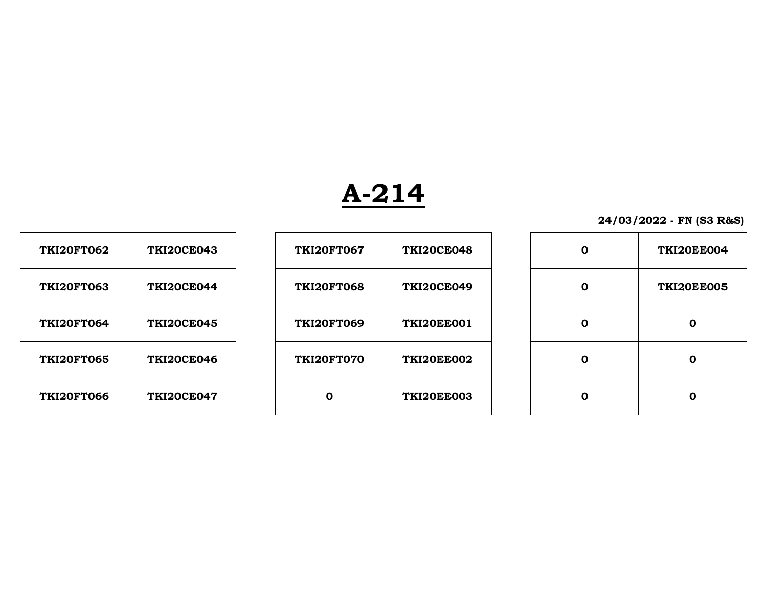# A-214

**24/03/2022 - FN (S3 R&S)**

| | |
|---|---|
| **TKI20FT062** | **TKI20CE043** |
| **TKI20FT063** | **TKI20CE044** |
| **TKI20FT064** | **TKI20CE045** |
| **TKI20FT065** | **TKI20CE046** |
| **TKI20FT066** | **TKI20CE047** |

| | |
|---|---|
| **TKI20FT067** | **TKI20CE048** |
| **TKI20FT068** | **TKI20CE049** |
| **TKI20FT069** | **TKI20EE001** |
| **TKI20FT070** | **TKI20EE002** |
| **0** | **TKI20EE003** |

| | |
|---|---|
| **0** | **TKI20EE004** |
| **0** | **TKI20EE005** |
| **0** | **0** |
| **0** | **0** |
| **0** | **0** |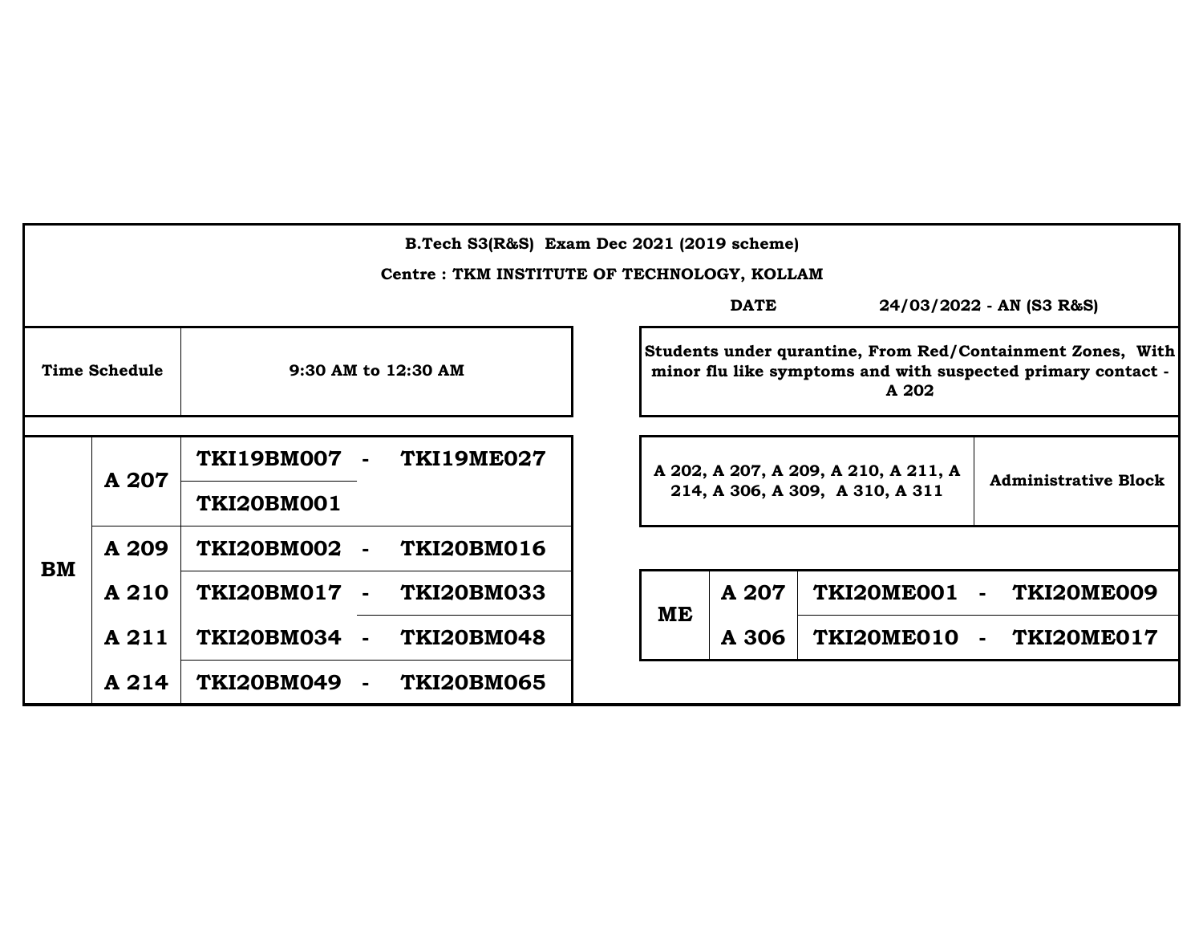**B.Tech S3(R&S) Exam Dec 2021 (2019 scheme)**

**Centre : TKM INSTITUTE OF TECHNOLOGY, KOLLAM**

**DATE** **24/03/2022 - AN (S3 R&S)**

| Time Schedule | 9:30 AM to 12:30 AM |
|---|---|

**Students under qurantine, From Red/Containment Zones, With minor flu like symptoms and with suspected primary contact - A 202**

| Branch | Room | From | | To |
|---|---|---|---|---|
| BM | A 207 | TKI19BM007 | - | TKI19ME027 |
| | | TKI20BM001 | | |
| | A 209 | TKI20BM002 | - | TKI20BM016 |
| | A 210 | TKI20BM017 | - | TKI20BM033 |
| | A 211 | TKI20BM034 | - | TKI20BM048 |
| | A 214 | TKI20BM049 | - | TKI20BM065 |

| Rooms | Block |
|---|---|
| A 202, A 207, A 209, A 210, A 211, A 214, A 306, A 309, A 310, A 311 | Administrative Block |

| Branch | Room | From | | To |
|---|---|---|---|---|
| ME | A 207 | TKI20ME001 | - | TKI20ME009 |
| | A 306 | TKI20ME010 | - | TKI20ME017 |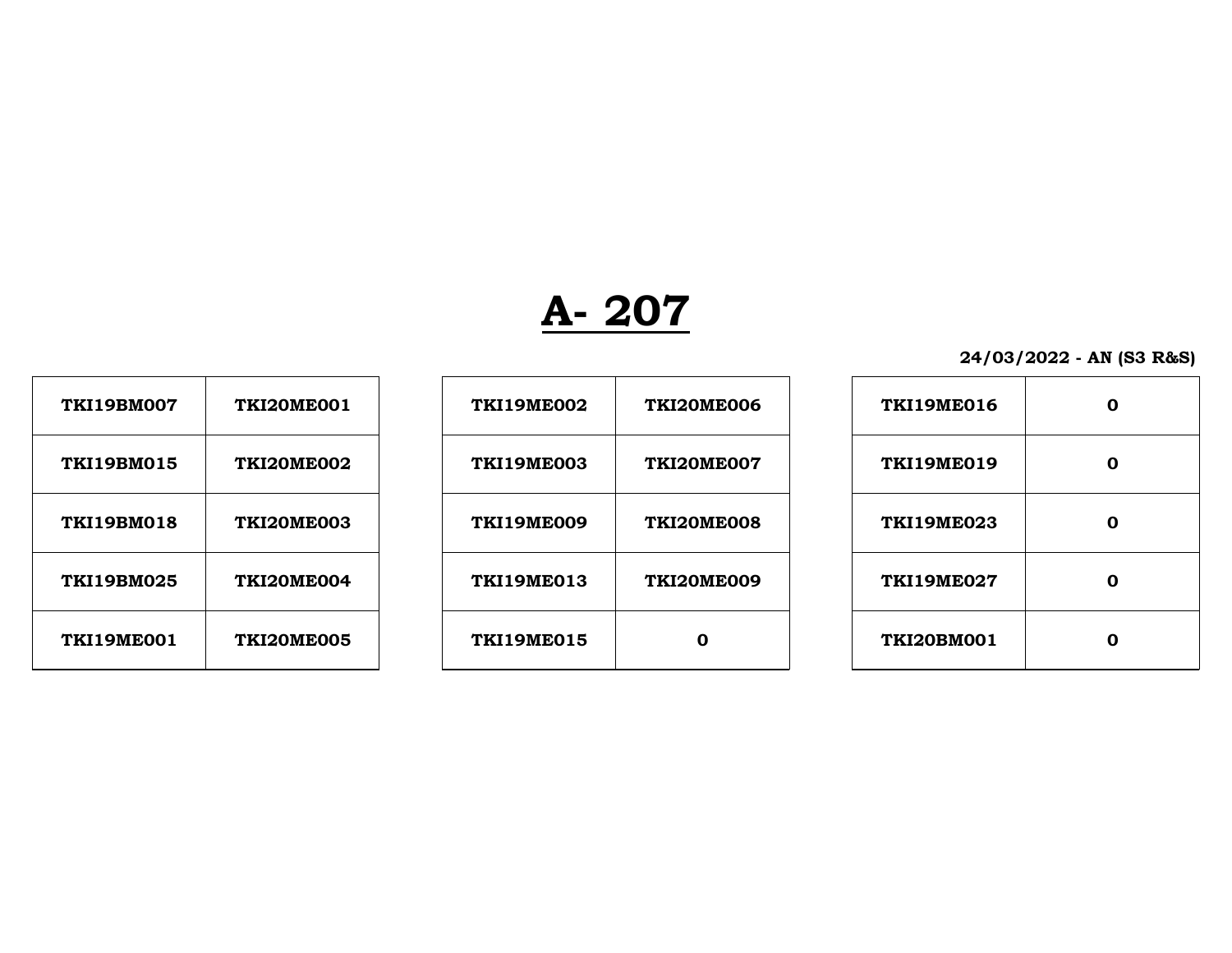# A- 207

**24/03/2022 - AN (S3 R&S)**

| | |
|---|---|
| TKI19BM007 | TKI20ME001 |
| TKI19BM015 | TKI20ME002 |
| TKI19BM018 | TKI20ME003 |
| TKI19BM025 | TKI20ME004 |
| TKI19ME001 | TKI20ME005 |

| | |
|---|---|
| TKI19ME002 | TKI20ME006 |
| TKI19ME003 | TKI20ME007 |
| TKI19ME009 | TKI20ME008 |
| TKI19ME013 | TKI20ME009 |
| TKI19ME015 | 0 |

| | |
|---|---|
| TKI19ME016 | 0 |
| TKI19ME019 | 0 |
| TKI19ME023 | 0 |
| TKI19ME027 | 0 |
| TKI20BM001 | 0 |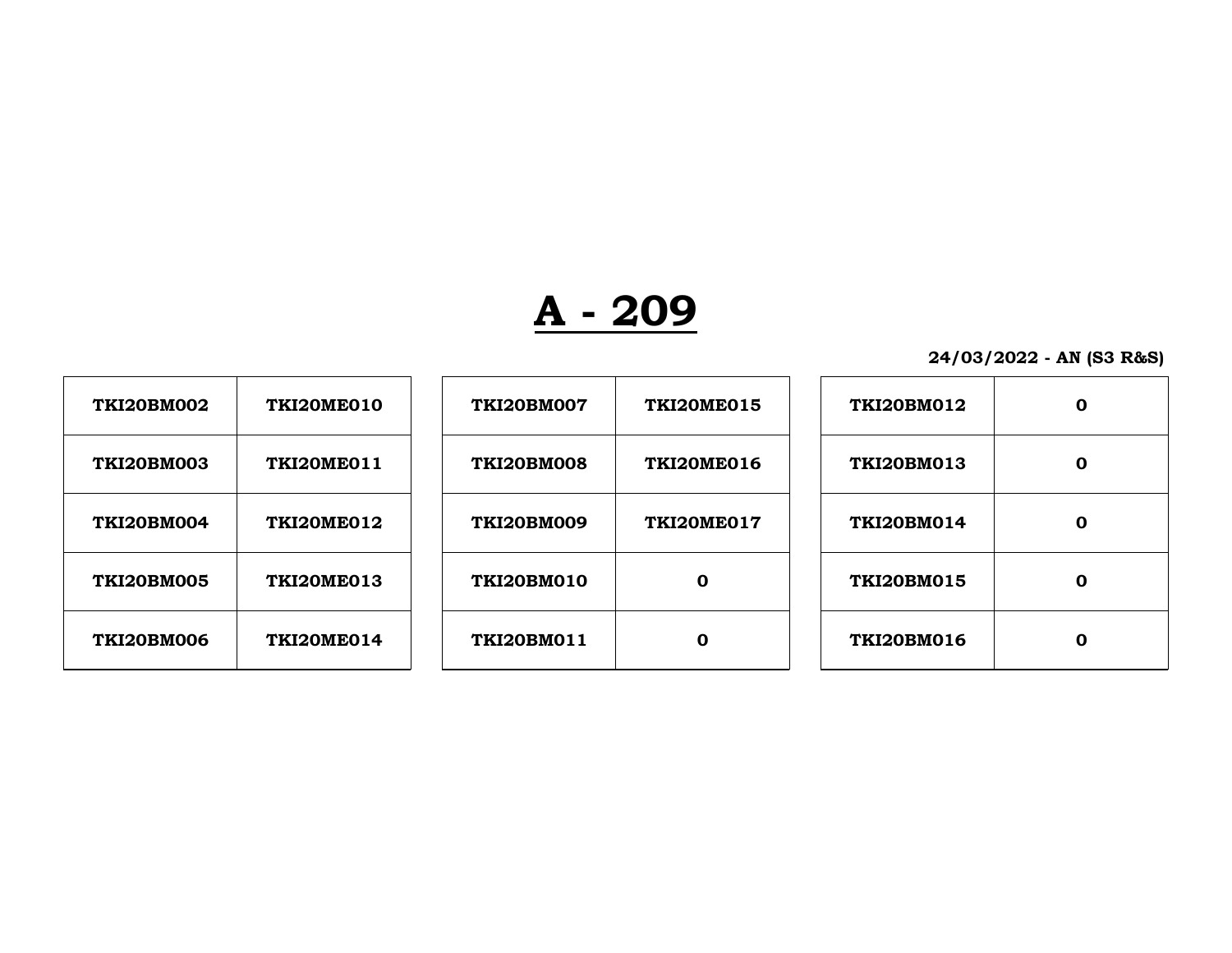# A - 209

**24/03/2022 - AN (S3 R&S)**

| | |
|---|---|
| TKI20BM002 | TKI20ME010 |
| TKI20BM003 | TKI20ME011 |
| TKI20BM004 | TKI20ME012 |
| TKI20BM005 | TKI20ME013 |
| TKI20BM006 | TKI20ME014 |

| | |
|---|---|
| TKI20BM007 | TKI20ME015 |
| TKI20BM008 | TKI20ME016 |
| TKI20BM009 | TKI20ME017 |
| TKI20BM010 | 0 |
| TKI20BM011 | 0 |

| | |
|---|---|
| TKI20BM012 | 0 |
| TKI20BM013 | 0 |
| TKI20BM014 | 0 |
| TKI20BM015 | 0 |
| TKI20BM016 | 0 |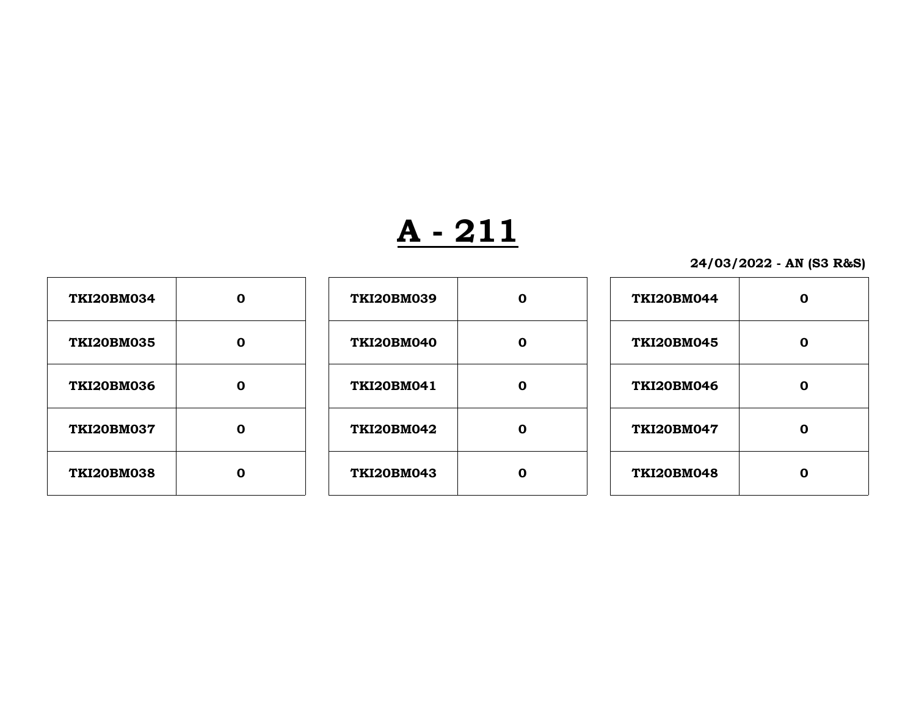# A - 211

**24/03/2022 - AN (S3 R&S)**

| | |
|---|---|
| **TKI20BM034** | **0** |
| **TKI20BM035** | **0** |
| **TKI20BM036** | **0** |
| **TKI20BM037** | **0** |
| **TKI20BM038** | **0** |

| | |
|---|---|
| **TKI20BM039** | **0** |
| **TKI20BM040** | **0** |
| **TKI20BM041** | **0** |
| **TKI20BM042** | **0** |
| **TKI20BM043** | **0** |

| | |
|---|---|
| **TKI20BM044** | **0** |
| **TKI20BM045** | **0** |
| **TKI20BM046** | **0** |
| **TKI20BM047** | **0** |
| **TKI20BM048** | **0** |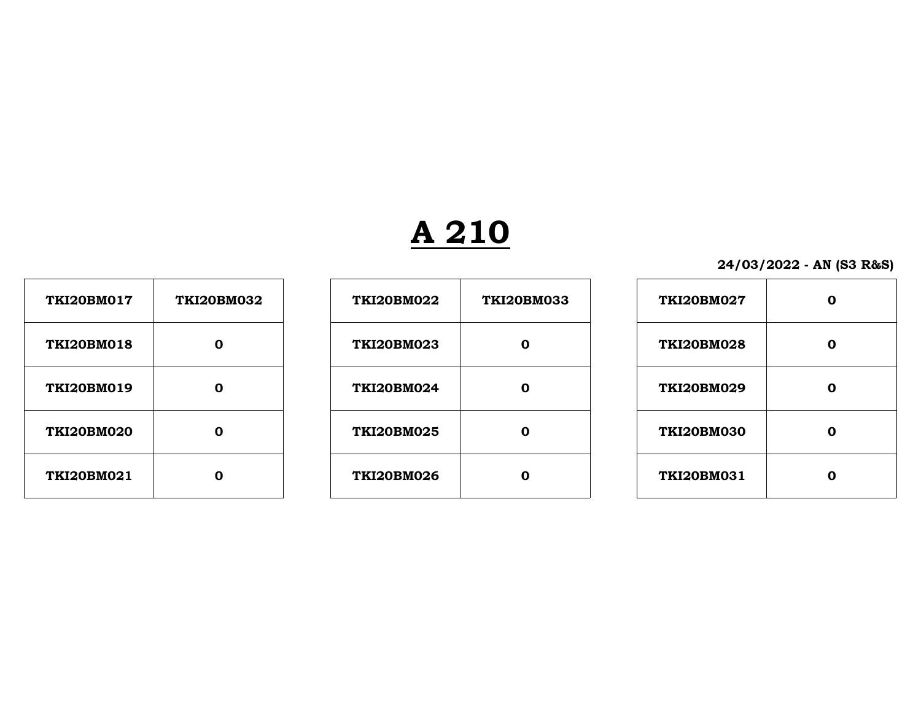# A 210

**24/03/2022 - AN (S3 R&S)**

| TKI20BM017 | TKI20BM032 |
|---|---|
| TKI20BM018 | 0 |
| TKI20BM019 | 0 |
| TKI20BM020 | 0 |
| TKI20BM021 | 0 |

| TKI20BM022 | TKI20BM033 |
|---|---|
| TKI20BM023 | 0 |
| TKI20BM024 | 0 |
| TKI20BM025 | 0 |
| TKI20BM026 | 0 |

| TKI20BM027 | 0 |
|---|---|
| TKI20BM028 | 0 |
| TKI20BM029 | 0 |
| TKI20BM030 | 0 |
| TKI20BM031 | 0 |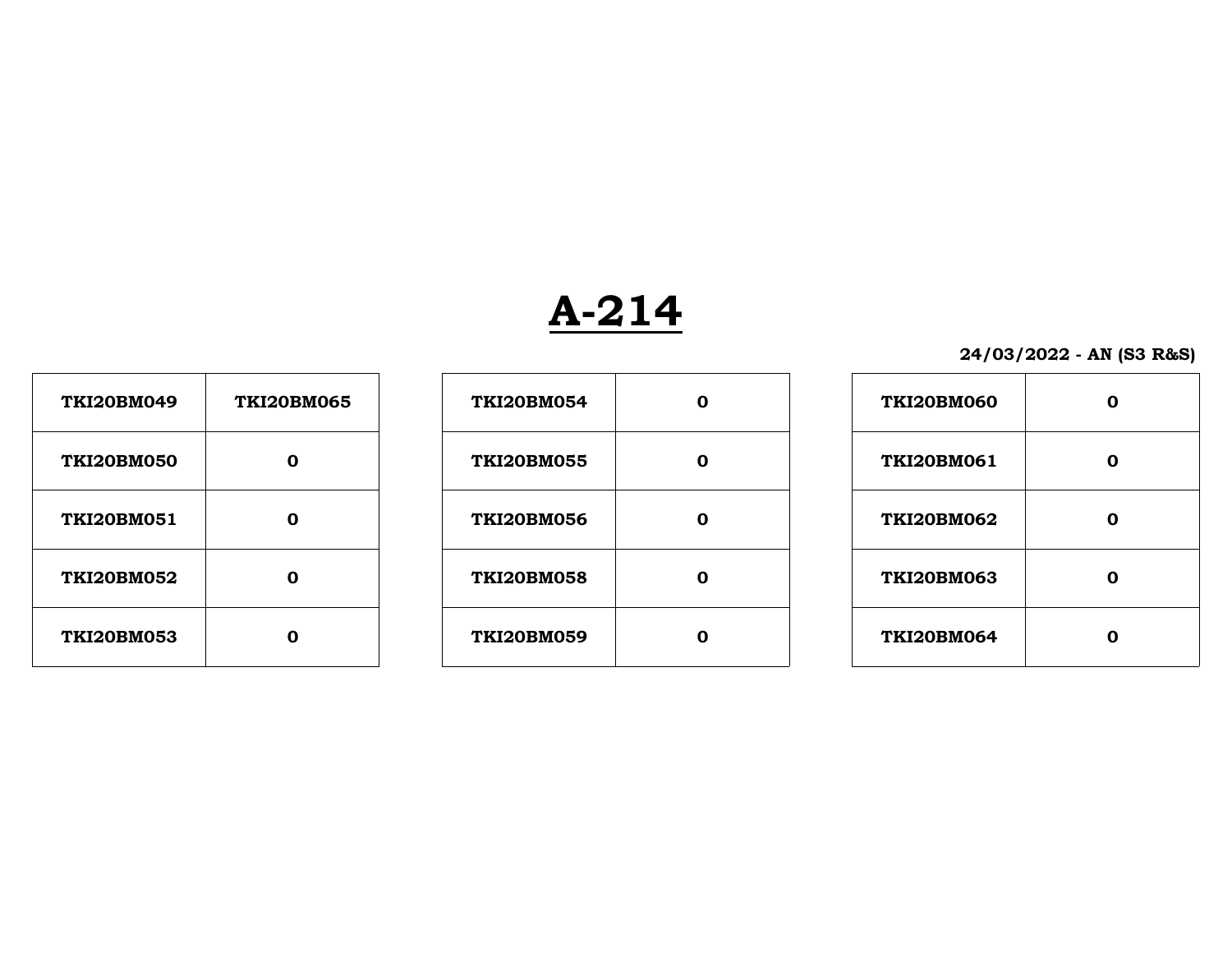# A-214

**24/03/2022 - AN (S3 R&S)**

| | |
|---|---|
| TKI20BM049 | TKI20BM065 |
| TKI20BM050 | 0 |
| TKI20BM051 | 0 |
| TKI20BM052 | 0 |
| TKI20BM053 | 0 |

| | |
|---|---|
| TKI20BM054 | 0 |
| TKI20BM055 | 0 |
| TKI20BM056 | 0 |
| TKI20BM058 | 0 |
| TKI20BM059 | 0 |

| | |
|---|---|
| TKI20BM060 | 0 |
| TKI20BM061 | 0 |
| TKI20BM062 | 0 |
| TKI20BM063 | 0 |
| TKI20BM064 | 0 |